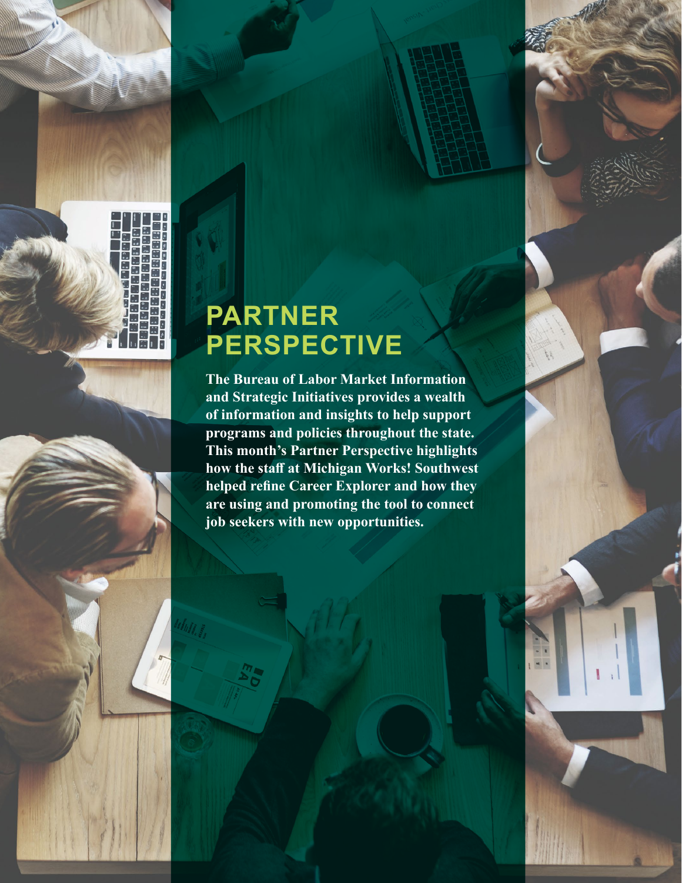# PARTNER PERSPECTIVE

**The Bureau of Labor Market Information and Strategic Initiatives provides a wealth of information and insights to help support programs and policies throughout the state. This month's Partner Perspective highlights how the staff at Michigan Works! Southwest helped refine Career Explorer and how they are using and promoting the tool to connect job seekers with new opportunities.**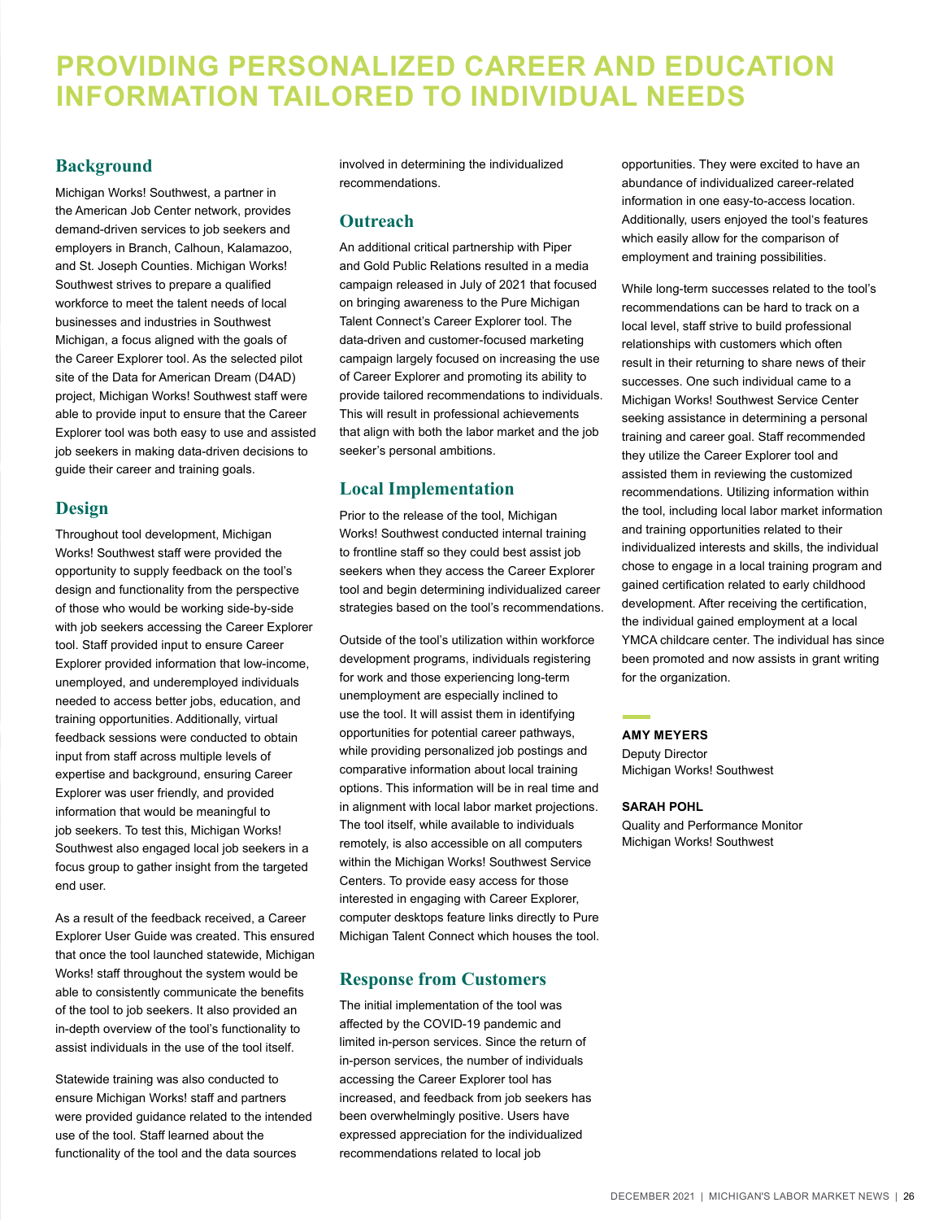# PROVIDING PERSONALIZED CAREER AND EDUCATION INFORMATION TAILORED TO INDIVIDUAL NEEDS

## Background

Michigan Works! Southwest, a partner in the American Job Center network, provides demand-driven services to job seekers and employers in Branch, Calhoun, Kalamazoo, and St. Joseph Counties. Michigan Works! Southwest strives to prepare a qualified workforce to meet the talent needs of local businesses and industries in Southwest Michigan, a focus aligned with the goals of the Career Explorer tool. As the selected pilot site of the Data for American Dream (D4AD) project, Michigan Works! Southwest staff were able to provide input to ensure that the Career Explorer tool was both easy to use and assisted job seekers in making data-driven decisions to guide their career and training goals.

## Design

Throughout tool development, Michigan Works! Southwest staff were provided the opportunity to supply feedback on the tool's design and functionality from the perspective of those who would be working side-by-side with job seekers accessing the Career Explorer tool. Staff provided input to ensure Career Explorer provided information that low-income, unemployed, and underemployed individuals needed to access better jobs, education, and training opportunities. Additionally, virtual feedback sessions were conducted to obtain input from staff across multiple levels of expertise and background, ensuring Career Explorer was user friendly, and provided information that would be meaningful to job seekers. To test this, Michigan Works! Southwest also engaged local job seekers in a focus group to gather insight from the targeted end user.

As a result of the feedback received, a Career Explorer User Guide was created. This ensured that once the tool launched statewide, Michigan Works! staff throughout the system would be able to consistently communicate the benefits of the tool to job seekers. It also provided an in-depth overview of the tool's functionality to assist individuals in the use of the tool itself.

Statewide training was also conducted to ensure Michigan Works! staff and partners were provided guidance related to the intended use of the tool. Staff learned about the functionality of the tool and the data sources involved in determining the individualized recommendations.

## Outreach

An additional critical partnership with Piper and Gold Public Relations resulted in a media campaign released in July of 2021 that focused on bringing awareness to the Pure Michigan Talent Connect's Career Explorer tool. The data-driven and customer-focused marketing campaign largely focused on increasing the use of Career Explorer and promoting its ability to provide tailored recommendations to individuals. This will result in professional achievements that align with both the labor market and the job seeker's personal ambitions.

## Local Implementation

Prior to the release of the tool, Michigan Works! Southwest conducted internal training to frontline staff so they could best assist job seekers when they access the Career Explorer tool and begin determining individualized career strategies based on the tool's recommendations.

Outside of the tool's utilization within workforce development programs, individuals registering for work and those experiencing long-term unemployment are especially inclined to use the tool. It will assist them in identifying opportunities for potential career pathways, while providing personalized job postings and comparative information about local training options. This information will be in real time and in alignment with local labor market projections. The tool itself, while available to individuals remotely, is also accessible on all computers within the Michigan Works! Southwest Service Centers. To provide easy access for those interested in engaging with Career Explorer, computer desktops feature links directly to Pure Michigan Talent Connect which houses the tool.

## Response from Customers

The initial implementation of the tool was affected by the COVID-19 pandemic and limited in-person services. Since the return of in-person services, the number of individuals accessing the Career Explorer tool has increased, and feedback from job seekers has been overwhelmingly positive. Users have expressed appreciation for the individualized recommendations related to local job opportunities. They were excited to have an abundance of individualized career-related information in one easy-to-access location. Additionally, users enjoyed the tool's features which easily allow for the comparison of employment and training possibilities.

While long-term successes related to the tool's recommendations can be hard to track on a local level, staff strive to build professional relationships with customers which often result in their returning to share news of their successes. One such individual came to a Michigan Works! Southwest Service Center seeking assistance in determining a personal training and career goal. Staff recommended they utilize the Career Explorer tool and assisted them in reviewing the customized recommendations. Utilizing information within the tool, including local labor market information and training opportunities related to their individualized interests and skills, the individual chose to engage in a local training program and gained certification related to early childhood development. After receiving the certification, the individual gained employment at a local YMCA childcare center. The individual has since been promoted and now assists in grant writing for the organization.

**AMY MEYERS**
Deputy Director
Michigan Works! Southwest

**SARAH POHL**
Quality and Performance Monitor
Michigan Works! Southwest